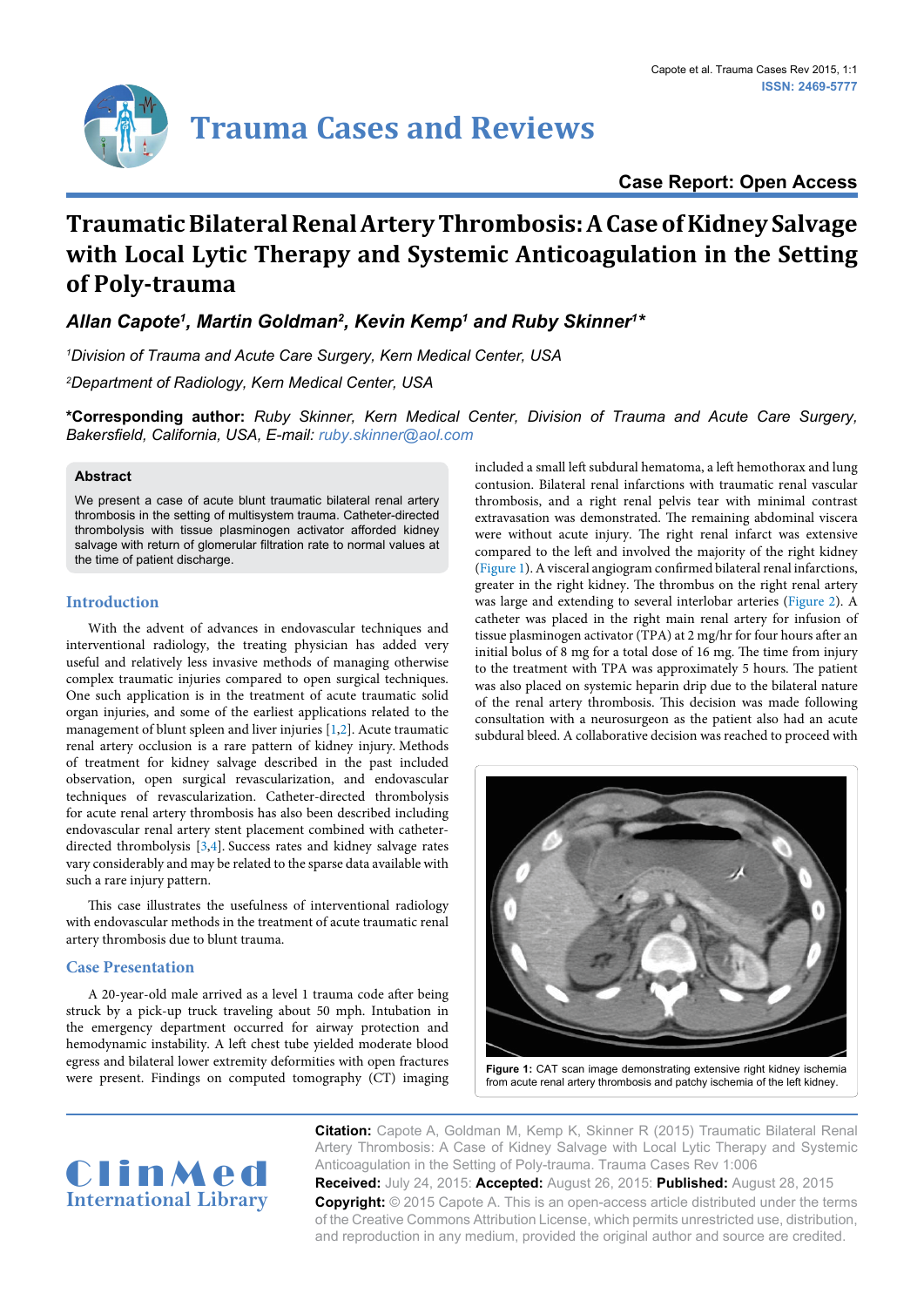Case Report: Open Access

# Traumatic Bilateral Renal Artery Thrombosis: A Case of Kidney Salvage with Local Lytic Therapy and Systemic Anticoagulation in the Setting of Poly-trauma

***Allan Capote[1], Martin Goldman[2], Kevin Kemp[1] and Ruby Skinner[1]****

*[1]Division of Trauma and Acute Care Surgery, Kern Medical Center, USA*

*[2]Department of Radiology, Kern Medical Center, USA*

**\*Corresponding author:** *Ruby Skinner, Kern Medical Center, Division of Trauma and Acute Care Surgery, Bakersfield, California, USA, E-mail: ruby.skinner@aol.com*

## Abstract

We present a case of acute blunt traumatic bilateral renal artery thrombosis in the setting of multisystem trauma. Catheter-directed thrombolysis with tissue plasminogen activator afforded kidney salvage with return of glomerular filtration rate to normal values at the time of patient discharge.

## Introduction

With the advent of advances in endovascular techniques and interventional radiology, the treating physician has added very useful and relatively less invasive methods of managing otherwise complex traumatic injuries compared to open surgical techniques. One such application is in the treatment of acute traumatic solid organ injuries, and some of the earliest applications related to the management of blunt spleen and liver injuries [1,2]. Acute traumatic renal artery occlusion is a rare pattern of kidney injury. Methods of treatment for kidney salvage described in the past included observation, open surgical revascularization, and endovascular techniques of revascularization. Catheter-directed thrombolysis for acute renal artery thrombosis has also been described including endovascular renal artery stent placement combined with catheter-directed thrombolysis [3,4]. Success rates and kidney salvage rates vary considerably and may be related to the sparse data available with such a rare injury pattern.

This case illustrates the usefulness of interventional radiology with endovascular methods in the treatment of acute traumatic renal artery thrombosis due to blunt trauma.

## Case Presentation

A 20-year-old male arrived as a level 1 trauma code after being struck by a pick-up truck traveling about 50 mph. Intubation in the emergency department occurred for airway protection and hemodynamic instability. A left chest tube yielded moderate blood egress and bilateral lower extremity deformities with open fractures were present. Findings on computed tomography (CT) imaging included a small left subdural hematoma, a left hemothorax and lung contusion. Bilateral renal infarctions with traumatic renal vascular thrombosis, and a right renal pelvis tear with minimal contrast extravasation was demonstrated. The remaining abdominal viscera were without acute injury. The right renal infarct was extensive compared to the left and involved the majority of the right kidney (Figure 1). A visceral angiogram confirmed bilateral renal infarctions, greater in the right kidney. The thrombus on the right renal artery was large and extending to several interlobar arteries (Figure 2). A catheter was placed in the right main renal artery for infusion of tissue plasminogen activator (TPA) at 2 mg/hr for four hours after an initial bolus of 8 mg for a total dose of 16 mg. The time from injury to the treatment with TPA was approximately 5 hours. The patient was also placed on systemic heparin drip due to the bilateral nature of the renal artery thrombosis. This decision was made following consultation with a neurosurgeon as the patient also had an acute subdural bleed. A collaborative decision was reached to proceed with

**Figure 1:** CAT scan image demonstrating extensive right kidney ischemia from acute renal artery thrombosis and patchy ischemia of the left kidney.

**Citation:** Capote A, Goldman M, Kemp K, Skinner R (2015) Traumatic Bilateral Renal Artery Thrombosis: A Case of Kidney Salvage with Local Lytic Therapy and Systemic Anticoagulation in the Setting of Poly-trauma. Trauma Cases Rev 1:006

**Received:** July 24, 2015: **Accepted:** August 26, 2015: **Published:** August 28, 2015

**Copyright:** © 2015 Capote A. This is an open-access article distributed under the terms of the Creative Commons Attribution License, which permits unrestricted use, distribution, and reproduction in any medium, provided the original author and source are credited.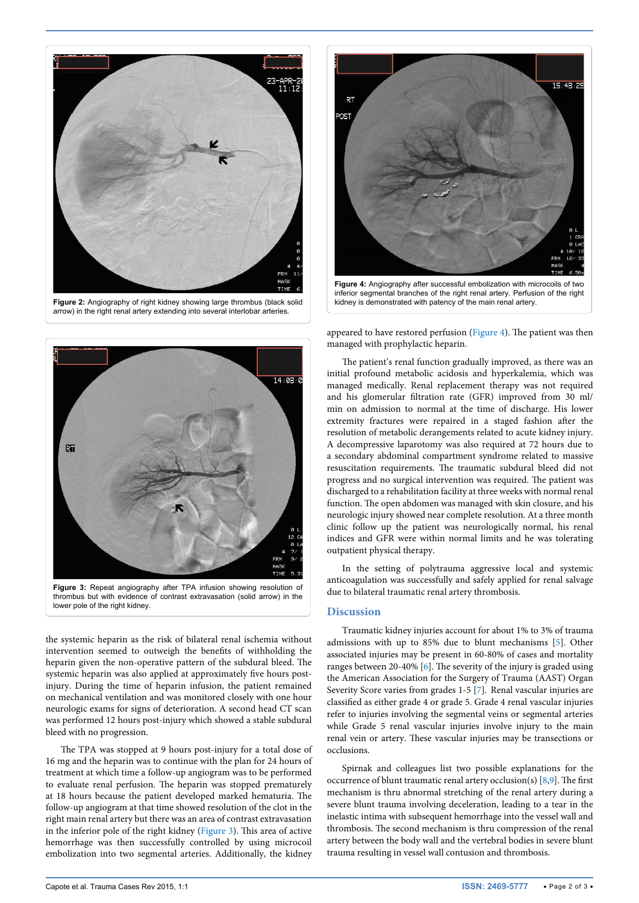Figure 2: Angiography of right kidney showing large thrombus (black solid arrow) in the right renal artery extending into several interlobar arteries.

Figure 3: Repeat angiography after TPA infusion showing resolution of thrombus but with evidence of contrast extravasation (solid arrow) in the lower pole of the right kidney.

the systemic heparin as the risk of bilateral renal ischemia without intervention seemed to outweigh the benefits of withholding the heparin given the non-operative pattern of the subdural bleed. The systemic heparin was also applied at approximately five hours post-injury. During the time of heparin infusion, the patient remained on mechanical ventilation and was monitored closely with one hour neurologic exams for signs of deterioration. A second head CT scan was performed 12 hours post-injury which showed a stable subdural bleed with no progression.

The TPA was stopped at 9 hours post-injury for a total dose of 16 mg and the heparin was to continue with the plan for 24 hours of treatment at which time a follow-up angiogram was to be performed to evaluate renal perfusion. The heparin was stopped prematurely at 18 hours because the patient developed marked hematuria. The follow-up angiogram at that time showed resolution of the clot in the right main renal artery but there was an area of contrast extravasation in the inferior pole of the right kidney (Figure 3). This area of active hemorrhage was then successfully controlled by using microcoil embolization into two segmental arteries. Additionally, the kidney

Figure 4: Angiography after successful embolization with microcoils of two inferior segmental branches of the right renal artery. Perfusion of the right kidney is demonstrated with patency of the main renal artery.

appeared to have restored perfusion (Figure 4). The patient was then managed with prophylactic heparin.

The patient's renal function gradually improved, as there was an initial profound metabolic acidosis and hyperkalemia, which was managed medically. Renal replacement therapy was not required and his glomerular filtration rate (GFR) improved from 30 ml/min on admission to normal at the time of discharge. His lower extremity fractures were repaired in a staged fashion after the resolution of metabolic derangements related to acute kidney injury. A decompressive laparotomy was also required at 72 hours due to a secondary abdominal compartment syndrome related to massive resuscitation requirements. The traumatic subdural bleed did not progress and no surgical intervention was required. The patient was discharged to a rehabilitation facility at three weeks with normal renal function. The open abdomen was managed with skin closure, and his neurologic injury showed near complete resolution. At a three month clinic follow up the patient was neurologically normal, his renal indices and GFR were within normal limits and he was tolerating outpatient physical therapy.

In the setting of polytrauma aggressive local and systemic anticoagulation was successfully and safely applied for renal salvage due to bilateral traumatic renal artery thrombosis.

## Discussion

Traumatic kidney injuries account for about 1% to 3% of trauma admissions with up to 85% due to blunt mechanisms [5]. Other associated injuries may be present in 60-80% of cases and mortality ranges between 20-40% [6]. The severity of the injury is graded using the American Association for the Surgery of Trauma (AAST) Organ Severity Score varies from grades 1-5 [7]. Renal vascular injuries are classified as either grade 4 or grade 5. Grade 4 renal vascular injuries refer to injuries involving the segmental veins or segmental arteries while Grade 5 renal vascular injuries involve injury to the main renal vein or artery. These vascular injuries may be transections or occlusions.

Spirnak and colleagues list two possible explanations for the occurrence of blunt traumatic renal artery occlusion(s) [8,9]. The first mechanism is thru abnormal stretching of the renal artery during a severe blunt trauma involving deceleration, leading to a tear in the inelastic intima with subsequent hemorrhage into the vessel wall and thrombosis. The second mechanism is thru compression of the renal artery between the body wall and the vertebral bodies in severe blunt trauma resulting in vessel wall contusion and thrombosis.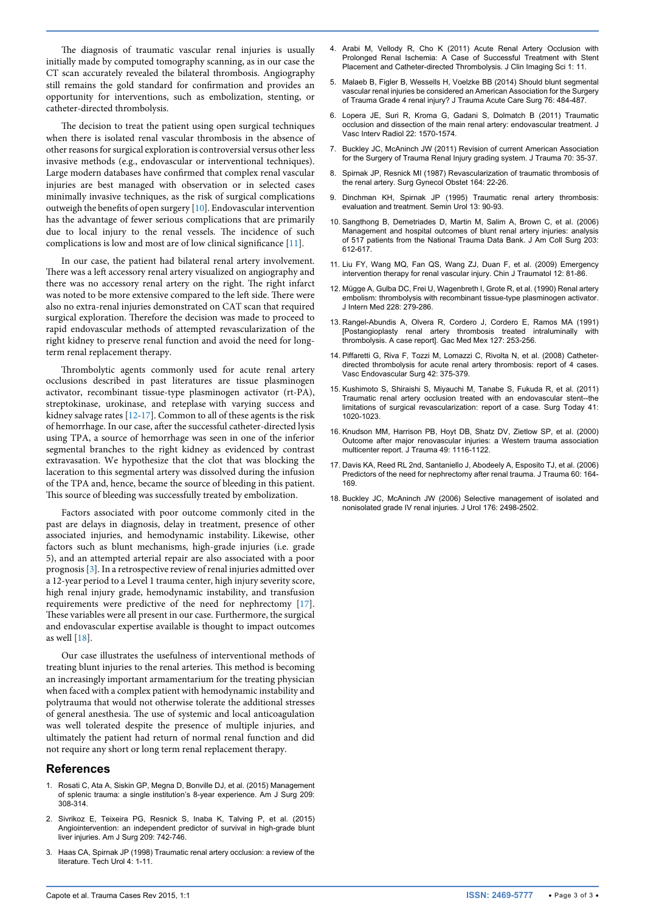The diagnosis of traumatic vascular renal injuries is usually initially made by computed tomography scanning, as in our case the CT scan accurately revealed the bilateral thrombosis. Angiography still remains the gold standard for confirmation and provides an opportunity for interventions, such as embolization, stenting, or catheter-directed thrombolysis.

The decision to treat the patient using open surgical techniques when there is isolated renal vascular thrombosis in the absence of other reasons for surgical exploration is controversial versus other less invasive methods (e.g., endovascular or interventional techniques). Large modern databases have confirmed that complex renal vascular injuries are best managed with observation or in selected cases minimally invasive techniques, as the risk of surgical complications outweigh the benefits of open surgery [10]. Endovascular intervention has the advantage of fewer serious complications that are primarily due to local injury to the renal vessels. The incidence of such complications is low and most are of low clinical significance [11].

In our case, the patient had bilateral renal artery involvement. There was a left accessory renal artery visualized on angiography and there was no accessory renal artery on the right. The right infarct was noted to be more extensive compared to the left side. There were also no extra-renal injuries demonstrated on CAT scan that required surgical exploration. Therefore the decision was made to proceed to rapid endovascular methods of attempted revascularization of the right kidney to preserve renal function and avoid the need for long-term renal replacement therapy.

Thrombolytic agents commonly used for acute renal artery occlusions described in past literatures are tissue plasminogen activator, recombinant tissue-type plasminogen activator (rt-PA), streptokinase, urokinase, and reteplase with varying success and kidney salvage rates [12-17]. Common to all of these agents is the risk of hemorrhage. In our case, after the successful catheter-directed lysis using TPA, a source of hemorrhage was seen in one of the inferior segmental branches to the right kidney as evidenced by contrast extravasation. We hypothesize that the clot that was blocking the laceration to this segmental artery was dissolved during the infusion of the TPA and, hence, became the source of bleeding in this patient. This source of bleeding was successfully treated by embolization.

Factors associated with poor outcome commonly cited in the past are delays in diagnosis, delay in treatment, presence of other associated injuries, and hemodynamic instability. Likewise, other factors such as blunt mechanisms, high-grade injuries (i.e. grade 5), and an attempted arterial repair are also associated with a poor prognosis [3]. In a retrospective review of renal injuries admitted over a 12-year period to a Level 1 trauma center, high injury severity score, high renal injury grade, hemodynamic instability, and transfusion requirements were predictive of the need for nephrectomy [17]. These variables were all present in our case. Furthermore, the surgical and endovascular expertise available is thought to impact outcomes as well [18].

Our case illustrates the usefulness of interventional methods of treating blunt injuries to the renal arteries. This method is becoming an increasingly important armamentarium for the treating physician when faced with a complex patient with hemodynamic instability and polytrauma that would not otherwise tolerate the additional stresses of general anesthesia. The use of systemic and local anticoagulation was well tolerated despite the presence of multiple injuries, and ultimately the patient had return of normal renal function and did not require any short or long term renal replacement therapy.

## References

1. Rosati C, Ata A, Siskin GP, Megna D, Bonville DJ, et al. (2015) Management of splenic trauma: a single institution's 8-year experience. Am J Surg 209: 308-314.
2. Sivrikoz E, Teixeira PG, Resnick S, Inaba K, Talving P, et al. (2015) Angiointervention: an independent predictor of survival in high-grade blunt liver injuries. Am J Surg 209: 742-746.
3. Haas CA, Spirnak JP (1998) Traumatic renal artery occlusion: a review of the literature. Tech Urol 4: 1-11.
4. Arabi M, Vellody R, Cho K (2011) Acute Renal Artery Occlusion with Prolonged Renal Ischemia: A Case of Successful Treatment with Stent Placement and Catheter-directed Thrombolysis. J Clin Imaging Sci 1: 11.
5. Malaeb B, Figler B, Wessells H, Voelzke BB (2014) Should blunt segmental vascular renal injuries be considered an American Association for the Surgery of Trauma Grade 4 renal injury? J Trauma Acute Care Surg 76: 484-487.
6. Lopera JE, Suri R, Kroma G, Gadani S, Dolmatch B (2011) Traumatic occlusion and dissection of the main renal artery: endovascular treatment. J Vasc Interv Radiol 22: 1570-1574.
7. Buckley JC, McAninch JW (2011) Revision of current American Association for the Surgery of Trauma Renal Injury grading system. J Trauma 70: 35-37.
8. Spirnak JP, Resnick MI (1987) Revascularization of traumatic thrombosis of the renal artery. Surg Gynecol Obstet 164: 22-26.
9. Dinchman KH, Spirnak JP (1995) Traumatic renal artery thrombosis: evaluation and treatment. Semin Urol 13: 90-93.
10. Sangthong B, Demetriades D, Martin M, Salim A, Brown C, et al. (2006) Management and hospital outcomes of blunt renal artery injuries: analysis of 517 patients from the National Trauma Data Bank. J Am Coll Surg 203: 612-617.
11. Liu FY, Wang MQ, Fan QS, Wang ZJ, Duan F, et al. (2009) Emergency intervention therapy for renal vascular injury. Chin J Traumatol 12: 81-86.
12. Mügge A, Gulba DC, Frei U, Wagenbreth I, Grote R, et al. (1990) Renal artery embolism: thrombolysis with recombinant tissue-type plasminogen activator. J Intern Med 228: 279-286.
13. Rangel-Abundis A, Olvera R, Cordero J, Cordero E, Ramos MA (1991) [Postangioplasty renal artery thrombosis treated intraluminally with thrombolysis. A case report]. Gac Med Mex 127: 253-256.
14. Piffaretti G, Riva F, Tozzi M, Lomazzi C, Rivolta N, et al. (2008) Catheter-directed thrombolysis for acute renal artery thrombosis: report of 4 cases. Vasc Endovascular Surg 42: 375-379.
15. Kushimoto S, Shiraishi S, Miyauchi M, Tanabe S, Fukuda R, et al. (2011) Traumatic renal artery occlusion treated with an endovascular stent--the limitations of surgical revascularization: report of a case. Surg Today 41: 1020-1023.
16. Knudson MM, Harrison PB, Hoyt DB, Shatz DV, Zietlow SP, et al. (2000) Outcome after major renovascular injuries: a Western trauma association multicenter report. J Trauma 49: 1116-1122.
17. Davis KA, Reed RL 2nd, Santaniello J, Abodeely A, Esposito TJ, et al. (2006) Predictors of the need for nephrectomy after renal trauma. J Trauma 60: 164-169.
18. Buckley JC, McAninch JW (2006) Selective management of isolated and nonisolated grade IV renal injuries. J Urol 176: 2498-2502.